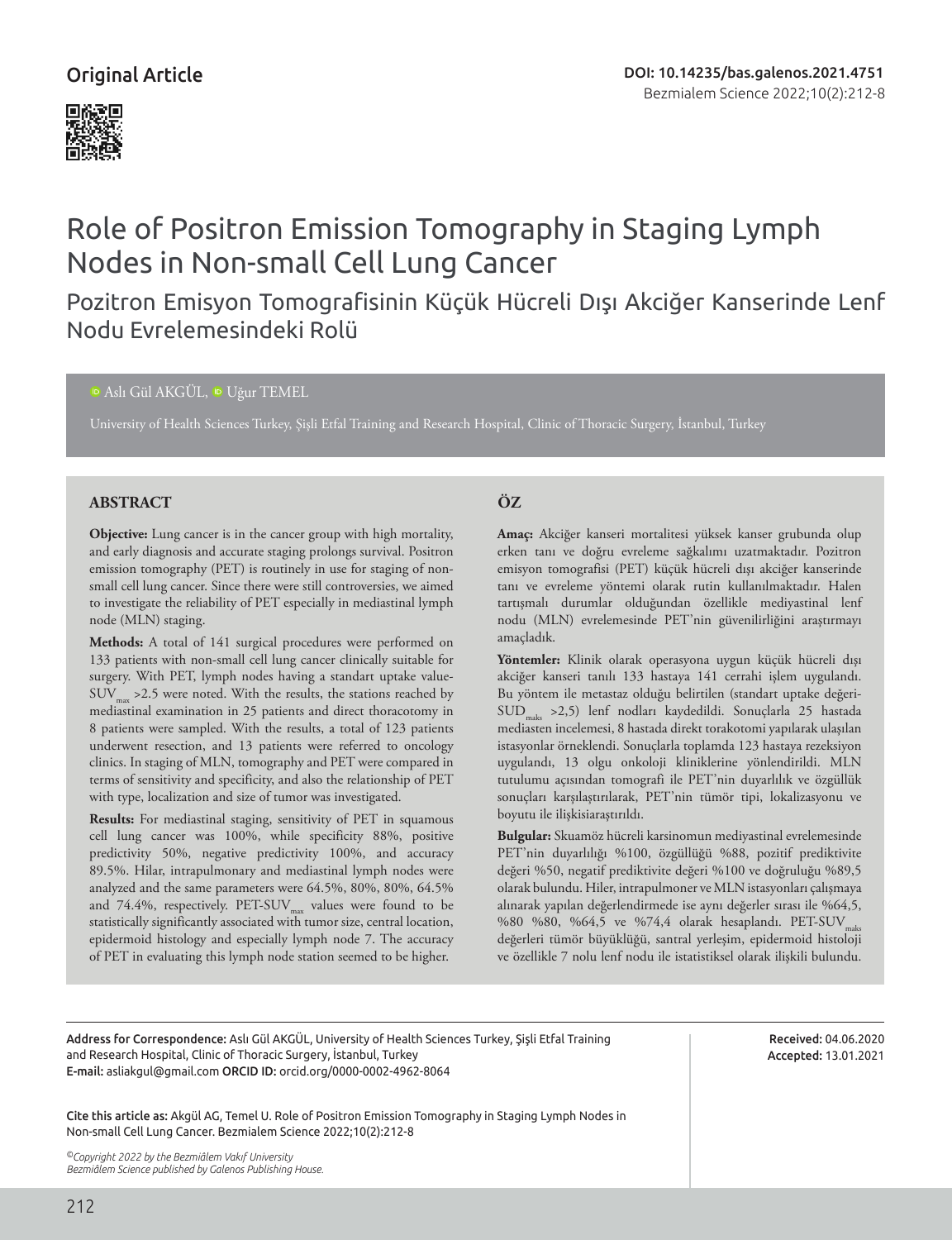Original Article

DOI: 10.14235/bas.galenos.2021.4751

# Role of Positron Emission Tomography in Staging Lymph Nodes in Non-small Cell Lung Cancer

## Pozitron Emisyon Tomografisinin Küçük Hücreli Dışı Akciğer Kanserinde Lenf Nodu Evrelemesindeki Rolü

Aslı Gül AKGÜL, Uğur TEMEL

University of Health Sciences Turkey, Şişli Etfal Training and Research Hospital, Clinic of Thoracic Surgery, İstanbul, Turkey

## ABSTRACT

**Objective:** Lung cancer is in the cancer group with high mortality, and early diagnosis and accurate staging prolongs survival. Positron emission tomography (PET) is routinely in use for staging of non-small cell lung cancer. Since there were still controversies, we aimed to investigate the reliability of PET especially in mediastinal lymph node (MLN) staging.

**Methods:** A total of 141 surgical procedures were performed on 133 patients with non-small cell lung cancer clinically suitable for surgery. With PET, lymph nodes having a standart uptake value-$SUV_{max}$ >2.5 were noted. With the results, the stations reached by mediastinal examination in 25 patients and direct thoracotomy in 8 patients were sampled. With the results, a total of 123 patients underwent resection, and 13 patients were referred to oncology clinics. In staging of MLN, tomography and PET were compared in terms of sensitivity and specificity, and also the relationship of PET with type, localization and size of tumor was investigated.

**Results:** For mediastinal staging, sensitivity of PET in squamous cell lung cancer was 100%, while specificity 88%, positive predictivity 50%, negative predictivity 100%, and accuracy 89.5%. Hilar, intrapulmonary and mediastinal lymph nodes were analyzed and the same parameters were 64.5%, 80%, 80%, 64.5% and 74.4%, respectively. PET-$SUV_{max}$ values were found to be statistically significantly associated with tumor size, central location, epidermoid histology and especially lymph node 7. The accuracy of PET in evaluating this lymph node station seemed to be higher.

## ÖZ

**Amaç:** Akciğer kanseri mortalitesi yüksek kanser grubunda olup erken tanı ve doğru evreleme sağkalımı uzatmaktadır. Pozitron emisyon tomografisi (PET) küçük hücreli dışı akciğer kanserinde tanı ve evreleme yöntemi olarak rutin kullanılmaktadır. Halen tartışmalı durumlar olduğundan özellikle mediyastinal lenf nodu (MLN) evrelemesinde PET'nin güvenilirliğini araştırmayı amaçladık.

**Yöntemler:** Klinik olarak operasyona uygun küçük hücreli dışı akciğer kanseri tanılı 133 hastaya 141 cerrahi işlem uygulandı. Bu yöntem ile metastaz olduğu belirtilen (standart uptake değeri-$SUD_{maks}$ >2,5) lenf nodları kaydedildi. Sonuçlarla 25 hastada mediasten incelemesi, 8 hastada direkt torakotomi yapılarak ulaşılan istasyonlar örneklendi. Sonuçlarla toplamda 123 hastaya rezeksiyon uygulandı, 13 olgu onkoloji kliniklerine yönlendirildi. MLN tutulumu açısından tomografi ile PET'nin duyarlılık ve özgüllük sonuçları karşılaştırılarak, PET'nin tümör tipi, lokalizasyonu ve boyutu ile ilişkisiaraştırıldı.

**Bulgular:** Skuamöz hücreli karsinomun mediyastinal evrelemesinde PET'nin duyarlılığı %100, özgüllüğü %88, pozitif prediktivite değeri %50, negatif prediktivite değeri %100 ve doğruluğu %89,5 olarak bulundu. Hiler, intrapulmoner ve MLN istasyonları çalışmaya alınarak yapılan değerlendirmede ise aynı değerler sırası ile %64,5, %80 %80, %64,5 ve %74,4 olarak hesaplandı. PET-$SUV_{maks}$ değerleri tümör büyüklüğü, santral yerleşim, epidermoid histoloji ve özellikle 7 nolu lenf nodu ile istatistiksel olarak ilişkili bulundu.

Address for Correspondence: Aslı Gül AKGÜL, University of Health Sciences Turkey, Şişli Etfal Training and Research Hospital, Clinic of Thoracic Surgery, İstanbul, Turkey
E-mail: asliakgul@gmail.com ORCID ID: orcid.org/0000-0002-4962-8064

Received: 04.06.2020
Accepted: 13.01.2021

Cite this article as: Akgül AG, Temel U. Role of Positron Emission Tomography in Staging Lymph Nodes in Non-small Cell Lung Cancer. Bezmialem Science 2022;10(2):212-8

*©Copyright 2022 by the Bezmiâlem Vakıf University*
*Bezmiâlem Science published by Galenos Publishing House.*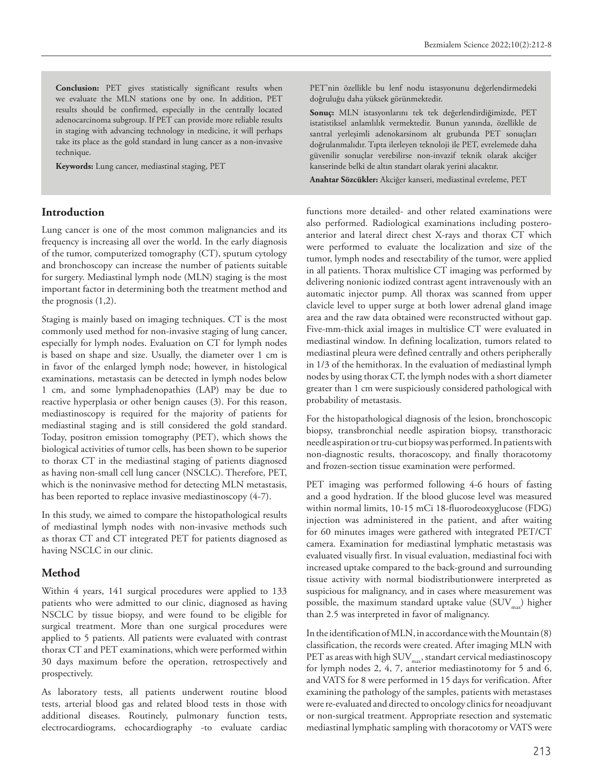**Conclusion:** PET gives statistically significant results when we evaluate the MLN stations one by one. In addition, PET results should be confirmed, especially in the centrally located adenocarcinoma subgroup. If PET can provide more reliable results in staging with advancing technology in medicine, it will perhaps take its place as the gold standard in lung cancer as a non-invasive technique.

**Keywords:** Lung cancer, mediastinal staging, PET

PET'nin özellikle bu lenf nodu istasyonunu değerlendirmedeki doğruluğu daha yüksek görünmektedir.

**Sonuç:** MLN istasyonlarını tek tek değerlendirdiğimizde, PET istatistiksel anlamlılık vermektedir. Bunun yanında, özellikle de santral yerleşimli adenokarsinom alt grubunda PET sonuçları doğrulanmalıdır. Tıpta ilerleyen teknoloji ile PET, evrelemede daha güvenilir sonuçlar verebilirse non-invazif teknik olarak akciğer kanserinde belki de altın standart olarak yerini alacaktır.

**Anahtar Sözcükler:** Akciğer kanseri, mediastinal evreleme, PET

## Introduction

Lung cancer is one of the most common malignancies and its frequency is increasing all over the world. In the early diagnosis of the tumor, computerized tomography (CT), sputum cytology and bronchoscopy can increase the number of patients suitable for surgery. Mediastinal lymph node (MLN) staging is the most important factor in determining both the treatment method and the prognosis (1,2).

Staging is mainly based on imaging techniques. CT is the most commonly used method for non-invasive staging of lung cancer, especially for lymph nodes. Evaluation on CT for lymph nodes is based on shape and size. Usually, the diameter over 1 cm is in favor of the enlarged lymph node; however, in histological examinations, metastasis can be detected in lymph nodes below 1 cm, and some lymphadenopathies (LAP) may be due to reactive hyperplasia or other benign causes (3). For this reason, mediastinoscopy is required for the majority of patients for mediastinal staging and is still considered the gold standard. Today, positron emission tomography (PET), which shows the biological activities of tumor cells, has been shown to be superior to thorax CT in the mediastinal staging of patients diagnosed as having non-small cell lung cancer (NSCLC). Therefore, PET, which is the noninvasive method for detecting MLN metastasis, has been reported to replace invasive mediastinoscopy (4-7).

In this study, we aimed to compare the histopathological results of mediastinal lymph nodes with non-invasive methods such as thorax CT and CT integrated PET for patients diagnosed as having NSCLC in our clinic.

## Method

Within 4 years, 141 surgical procedures were applied to 133 patients who were admitted to our clinic, diagnosed as having NSCLC by tissue biopsy, and were found to be eligible for surgical treatment. More than one surgical procedures were applied to 5 patients. All patients were evaluated with contrast thorax CT and PET examinations, which were performed within 30 days maximum before the operation, retrospectively and prospectively.

As laboratory tests, all patients underwent routine blood tests, arterial blood gas and related blood tests in those with additional diseases. Routinely, pulmonary function tests, electrocardiograms, echocardiography -to evaluate cardiac functions more detailed- and other related examinations were also performed. Radiological examinations including postero-anterior and lateral direct chest X-rays and thorax CT which were performed to evaluate the localization and size of the tumor, lymph nodes and resectability of the tumor, were applied in all patients. Thorax multislice CT imaging was performed by delivering nonionic iodized contrast agent intravenously with an automatic injector pump. All thorax was scanned from upper clavicle level to upper surge at both lower adrenal gland image area and the raw data obtained were reconstructed without gap. Five-mm-thick axial images in multislice CT were evaluated in mediastinal window. In defining localization, tumors related to mediastinal pleura were defined centrally and others peripherally in 1/3 of the hemithorax. In the evaluation of mediastinal lymph nodes by using thorax CT, the lymph nodes with a short diameter greater than 1 cm were suspiciously considered pathological with probability of metastasis.

For the histopathological diagnosis of the lesion, bronchoscopic biopsy, transbronchial needle aspiration biopsy, transthoracic needle aspiration or tru-cut biopsy was performed. In patients with non-diagnostic results, thoracoscopy, and finally thoracotomy and frozen-section tissue examination were performed.

PET imaging was performed following 4-6 hours of fasting and a good hydration. If the blood glucose level was measured within normal limits, 10-15 mCi 18-fluorodeoxyglucose (FDG) injection was administered in the patient, and after waiting for 60 minutes images were gathered with integrated PET/CT camera. Examination for mediastinal lymphatic metastasis was evaluated visually first. In visual evaluation, mediastinal foci with increased uptake compared to the back-ground and surrounding tissue activity with normal biodistributionwere interpreted as suspicious for malignancy, and in cases where measurement was possible, the maximum standard uptake value ($SUV_{max}$) higher than 2.5 was interpreted in favor of malignancy.

In the identification of MLN, in accordance with the Mountain (8) classification, the records were created. After imaging MLN with PET as areas with high $SUV_{max}$, standart cervical mediastinoscopy for lymph nodes 2, 4, 7, anterior mediastinotomy for 5 and 6, and VATS for 8 were performed in 15 days for verification. After examining the pathology of the samples, patients with metastases were re-evaluated and directed to oncology clinics for neoadjuvant or non-surgical treatment. Appropriate resection and systematic mediastinal lymphatic sampling with thoracotomy or VATS were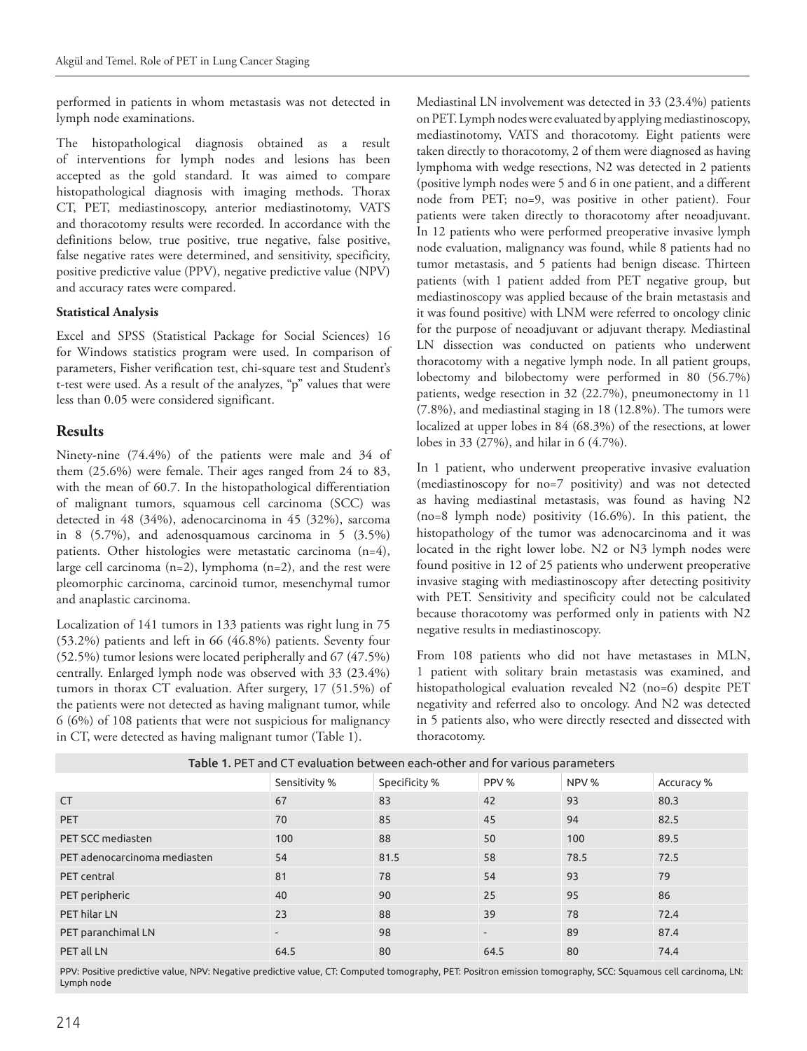performed in patients in whom metastasis was not detected in lymph node examinations.

The histopathological diagnosis obtained as a result of interventions for lymph nodes and lesions has been accepted as the gold standard. It was aimed to compare histopathological diagnosis with imaging methods. Thorax CT, PET, mediastinoscopy, anterior mediastinotomy, VATS and thoracotomy results were recorded. In accordance with the definitions below, true positive, true negative, false positive, false negative rates were determined, and sensitivity, specificity, positive predictive value (PPV), negative predictive value (NPV) and accuracy rates were compared.

**Statistical Analysis**

Excel and SPSS (Statistical Package for Social Sciences) 16 for Windows statistics program were used. In comparison of parameters, Fisher verification test, chi-square test and Student's t-test were used. As a result of the analyzes, "p" values that were less than 0.05 were considered significant.

## Results

Ninety-nine (74.4%) of the patients were male and 34 of them (25.6%) were female. Their ages ranged from 24 to 83, with the mean of 60.7. In the histopathological differentiation of malignant tumors, squamous cell carcinoma (SCC) was detected in 48 (34%), adenocarcinoma in 45 (32%), sarcoma in 8 (5.7%), and adenosquamous carcinoma in 5 (3.5%) patients. Other histologies were metastatic carcinoma (n=4), large cell carcinoma (n=2), lymphoma (n=2), and the rest were pleomorphic carcinoma, carcinoid tumor, mesenchymal tumor and anaplastic carcinoma.

Localization of 141 tumors in 133 patients was right lung in 75 (53.2%) patients and left in 66 (46.8%) patients. Seventy four (52.5%) tumor lesions were located peripherally and 67 (47.5%) centrally. Enlarged lymph node was observed with 33 (23.4%) tumors in thorax CT evaluation. After surgery, 17 (51.5%) of the patients were not detected as having malignant tumor, while 6 (6%) of 108 patients that were not suspicious for malignancy in CT, were detected as having malignant tumor (Table 1).

Mediastinal LN involvement was detected in 33 (23.4%) patients on PET. Lymph nodes were evaluated by applying mediastinoscopy, mediastinotomy, VATS and thoracotomy. Eight patients were taken directly to thoracotomy, 2 of them were diagnosed as having lymphoma with wedge resections, N2 was detected in 2 patients (positive lymph nodes were 5 and 6 in one patient, and a different node from PET; no=9, was positive in other patient). Four patients were taken directly to thoracotomy after neoadjuvant. In 12 patients who were performed preoperative invasive lymph node evaluation, malignancy was found, while 8 patients had no tumor metastasis, and 5 patients had benign disease. Thirteen patients (with 1 patient added from PET negative group, but mediastinoscopy was applied because of the brain metastasis and it was found positive) with LNM were referred to oncology clinic for the purpose of neoadjuvant or adjuvant therapy. Mediastinal LN dissection was conducted on patients who underwent thoracotomy with a negative lymph node. In all patient groups, lobectomy and bilobectomy were performed in 80 (56.7%) patients, wedge resection in 32 (22.7%), pneumonectomy in 11 (7.8%), and mediastinal staging in 18 (12.8%). The tumors were localized at upper lobes in 84 (68.3%) of the resections, at lower lobes in 33 (27%), and hilar in 6 (4.7%).

In 1 patient, who underwent preoperative invasive evaluation (mediastinoscopy for no=7 positivity) and was not detected as having mediastinal metastasis, was found as having N2 (no=8 lymph node) positivity (16.6%). In this patient, the histopathology of the tumor was adenocarcinoma and it was located in the right lower lobe. N2 or N3 lymph nodes were found positive in 12 of 25 patients who underwent preoperative invasive staging with mediastinoscopy after detecting positivity with PET. Sensitivity and specificity could not be calculated because thoracotomy was performed only in patients with N2 negative results in mediastinoscopy.

From 108 patients who did not have metastases in MLN, 1 patient with solitary brain metastasis was examined, and histopathological evaluation revealed N2 (no=6) despite PET negativity and referred also to oncology. And N2 was detected in 5 patients also, who were directly resected and dissected with thoracotomy.

**Table 1.** PET and CT evaluation between each-other and for various parameters

| | Sensitivity % | Specificity % | PPV % | NPV % | Accuracy % |
|---|---|---|---|---|---|
| CT | 67 | 83 | 42 | 93 | 80.3 |
| PET | 70 | 85 | 45 | 94 | 82.5 |
| PET SCC mediasten | 100 | 88 | 50 | 100 | 89.5 |
| PET adenocarcinoma mediasten | 54 | 81.5 | 58 | 78.5 | 72.5 |
| PET central | 81 | 78 | 54 | 93 | 79 |
| PET peripheric | 40 | 90 | 25 | 95 | 86 |
| PET hilar LN | 23 | 88 | 39 | 78 | 72.4 |
| PET paranchimal LN | - | 98 | - | 89 | 87.4 |
| PET all LN | 64.5 | 80 | 64.5 | 80 | 74.4 |

PPV: Positive predictive value, NPV: Negative predictive value, CT: Computed tomography, PET: Positron emission tomography, SCC: Squamous cell carcinoma, LN: Lymph node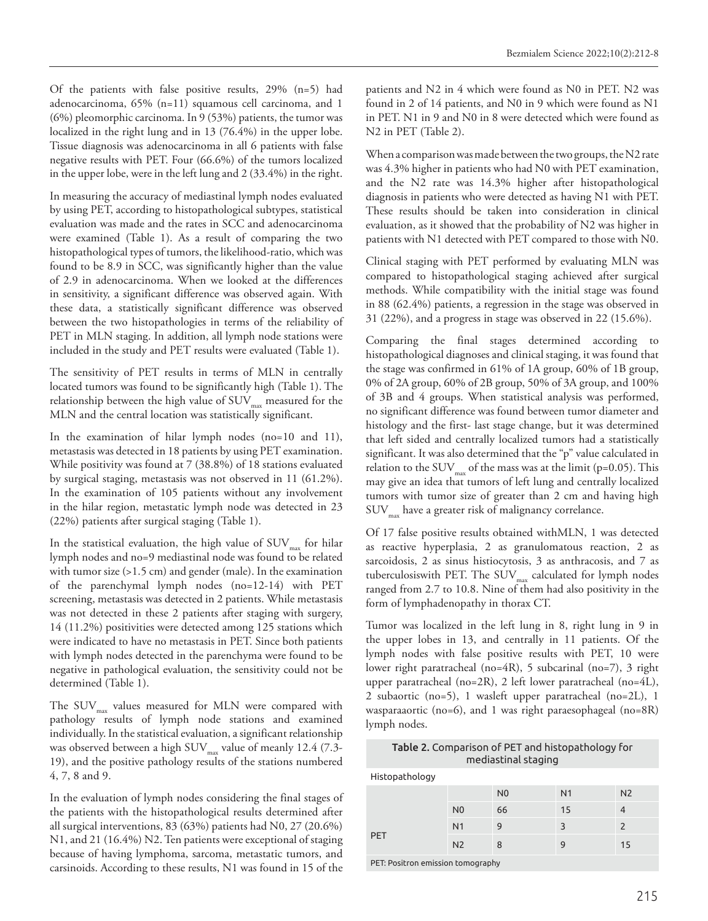Of the patients with false positive results, 29% (n=5) had adenocarcinoma, 65% (n=11) squamous cell carcinoma, and 1 (6%) pleomorphic carcinoma. In 9 (53%) patients, the tumor was localized in the right lung and in 13 (76.4%) in the upper lobe. Tissue diagnosis was adenocarcinoma in all 6 patients with false negative results with PET. Four (66.6%) of the tumors localized in the upper lobe, were in the left lung and 2 (33.4%) in the right.

In measuring the accuracy of mediastinal lymph nodes evaluated by using PET, according to histopathological subtypes, statistical evaluation was made and the rates in SCC and adenocarcinoma were examined (Table 1). As a result of comparing the two histopathological types of tumors, the likelihood-ratio, which was found to be 8.9 in SCC, was significantly higher than the value of 2.9 in adenocarcinoma. When we looked at the differences in sensitivity, a significant difference was observed again. With these data, a statistically significant difference was observed between the two histopathologies in terms of the reliability of PET in MLN staging. In addition, all lymph node stations were included in the study and PET results were evaluated (Table 1).

The sensitivity of PET results in terms of MLN in centrally located tumors was found to be significantly high (Table 1). The relationship between the high value of $SUV_{max}$ measured for the MLN and the central location was statistically significant.

In the examination of hilar lymph nodes (no=10 and 11), metastasis was detected in 18 patients by using PET examination. While positivity was found at 7 (38.8%) of 18 stations evaluated by surgical staging, metastasis was not observed in 11 (61.2%). In the examination of 105 patients without any involvement in the hilar region, metastatic lymph node was detected in 23 (22%) patients after surgical staging (Table 1).

In the statistical evaluation, the high value of $SUV_{max}$ for hilar lymph nodes and no=9 mediastinal node was found to be related with tumor size (>1.5 cm) and gender (male). In the examination of the parenchymal lymph nodes (no=12-14) with PET screening, metastasis was detected in 2 patients. While metastasis was not detected in these 2 patients after staging with surgery, 14 (11.2%) positivities were detected among 125 stations which were indicated to have no metastasis in PET. Since both patients with lymph nodes detected in the parenchyma were found to be negative in pathological evaluation, the sensitivity could not be determined (Table 1).

The $SUV_{max}$ values measured for MLN were compared with pathology results of lymph node stations and examined individually. In the statistical evaluation, a significant relationship was observed between a high $SUV_{max}$ value of meanly 12.4 (7.3-19), and the positive pathology results of the stations numbered 4, 7, 8 and 9.

In the evaluation of lymph nodes considering the final stages of the patients with the histopathological results determined after all surgical interventions, 83 (63%) patients had N0, 27 (20.6%) N1, and 21 (16.4%) N2. Ten patients were exceptional of staging because of having lymphoma, sarcoma, metastatic tumors, and carsinoids. According to these results, N1 was found in 15 of the patients and N2 in 4 which were found as N0 in PET. N2 was found in 2 of 14 patients, and N0 in 9 which were found as N1 in PET. N1 in 9 and N0 in 8 were detected which were found as N2 in PET (Table 2).

When a comparison was made between the two groups, the N2 rate was 4.3% higher in patients who had N0 with PET examination, and the N2 rate was 14.3% higher after histopathological diagnosis in patients who were detected as having N1 with PET. These results should be taken into consideration in clinical evaluation, as it showed that the probability of N2 was higher in patients with N1 detected with PET compared to those with N0.

Clinical staging with PET performed by evaluating MLN was compared to histopathological staging achieved after surgical methods. While compatibility with the initial stage was found in 88 (62.4%) patients, a regression in the stage was observed in 31 (22%), and a progress in stage was observed in 22 (15.6%).

Comparing the final stages determined according to histopathological diagnoses and clinical staging, it was found that the stage was confirmed in 61% of 1A group, 60% of 1B group, 0% of 2A group, 60% of 2B group, 50% of 3A group, and 100% of 3B and 4 groups. When statistical analysis was performed, no significant difference was found between tumor diameter and histology and the first- last stage change, but it was determined that left sided and centrally localized tumors had a statistically significant. It was also determined that the "p" value calculated in relation to the $SUV_{max}$ of the mass was at the limit (p=0.05). This may give an idea that tumors of left lung and centrally localized tumors with tumor size of greater than 2 cm and having high $SUV_{max}$ have a greater risk of malignancy correlance.

Of 17 false positive results obtained withMLN, 1 was detected as reactive hyperplasia, 2 as granulomatous reaction, 2 as sarcoidosis, 2 as sinus histiocytosis, 3 as anthracosis, and 7 as tuberculosiswith PET. The $SUV_{max}$ calculated for lymph nodes ranged from 2.7 to 10.8. Nine of them had also positivity in the form of lymphadenopathy in thorax CT.

Tumor was localized in the left lung in 8, right lung in 9 in the upper lobes in 13, and centrally in 11 patients. Of the lymph nodes with false positive results with PET, 10 were lower right paratracheal (no=4R), 5 subcarinal (no=7), 3 right upper paratracheal (no=2R), 2 left lower paratracheal (no=4L), 2 subaortic (no=5), 1 wasleft upper paratracheal (no=2L), 1 wasparaaortic (no=6), and 1 was right paraesophageal (no=8R) lymph nodes.

**Table 2.** Comparison of PET and histopathology for mediastinal staging

| | | Histopathology | | |
|---|---|---|---|---|
| | | N0 | N1 | N2 |
| PET | N0 | 66 | 15 | 4 |
| | N1 | 9 | 3 | 2 |
| | N2 | 8 | 9 | 15 |

PET: Positron emission tomography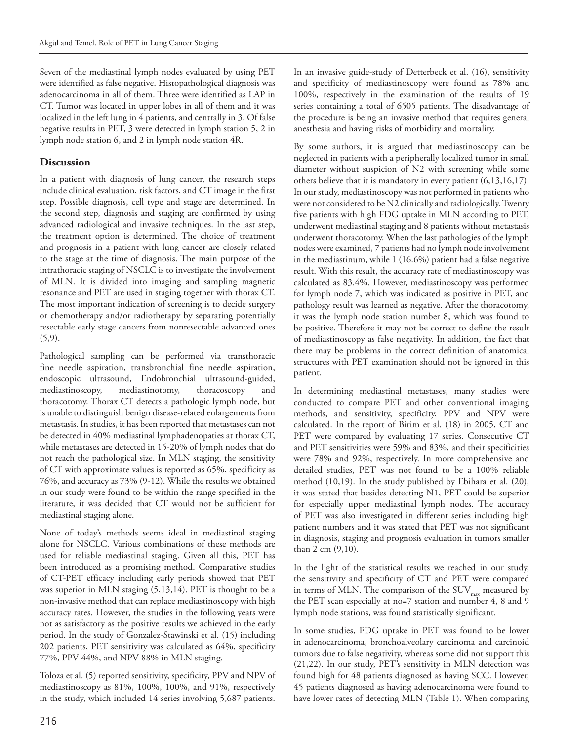Seven of the mediastinal lymph nodes evaluated by using PET were identified as false negative. Histopathological diagnosis was adenocarcinoma in all of them. Three were identified as LAP in CT. Tumor was located in upper lobes in all of them and it was localized in the left lung in 4 patients, and centrally in 3. Of false negative results in PET, 3 were detected in lymph station 5, 2 in lymph node station 6, and 2 in lymph node station 4R.

## Discussion

In a patient with diagnosis of lung cancer, the research steps include clinical evaluation, risk factors, and CT image in the first step. Possible diagnosis, cell type and stage are determined. In the second step, diagnosis and staging are confirmed by using advanced radiological and invasive techniques. In the last step, the treatment option is determined. The choice of treatment and prognosis in a patient with lung cancer are closely related to the stage at the time of diagnosis. The main purpose of the intrathoracic staging of NSCLC is to investigate the involvement of MLN. It is divided into imaging and sampling magnetic resonance and PET are used in staging together with thorax CT. The most important indication of screening is to decide surgery or chemotherapy and/or radiotherapy by separating potentially resectable early stage cancers from nonresectable advanced ones (5,9).

Pathological sampling can be performed via transthoracic fine needle aspiration, transbronchial fine needle aspiration, endoscopic ultrasound, Endobronchial ultrasound-guided, mediastinoscopy, mediastinotomy, thoracoscopy and thoracotomy. Thorax CT detects a pathologic lymph node, but is unable to distinguish benign disease-related enlargements from metastasis. In studies, it has been reported that metastases can not be detected in 40% mediastinal lymphadenopaties at thorax CT, while metastases are detected in 15-20% of lymph nodes that do not reach the pathological size. In MLN staging, the sensitivity of CT with approximate values is reported as 65%, specificity as 76%, and accuracy as 73% (9-12). While the results we obtained in our study were found to be within the range specified in the literature, it was decided that CT would not be sufficient for mediastinal staging alone.

None of today's methods seems ideal in mediastinal staging alone for NSCLC. Various combinations of these methods are used for reliable mediastinal staging. Given all this, PET has been introduced as a promising method. Comparative studies of CT-PET efficacy including early periods showed that PET was superior in MLN staging (5,13,14). PET is thought to be a non-invasive method that can replace mediastinoscopy with high accuracy rates. However, the studies in the following years were not as satisfactory as the positive results we achieved in the early period. In the study of Gonzalez-Stawinski et al. (15) including 202 patients, PET sensitivity was calculated as 64%, specificity 77%, PPV 44%, and NPV 88% in MLN staging.

Toloza et al. (5) reported sensitivity, specificity, PPV and NPV of mediastinoscopy as 81%, 100%, 100%, and 91%, respectively in the study, which included 14 series involving 5,687 patients.

In an invasive guide-study of Detterbeck et al. (16), sensitivity and specificity of mediastinoscopy were found as 78% and 100%, respectively in the examination of the results of 19 series containing a total of 6505 patients. The disadvantage of the procedure is being an invasive method that requires general anesthesia and having risks of morbidity and mortality.

By some authors, it is argued that mediastinoscopy can be neglected in patients with a peripherally localized tumor in small diameter without suspicion of N2 with screening while some others believe that it is mandatory in every patient (6,13,16,17). In our study, mediastinoscopy was not performed in patients who were not considered to be N2 clinically and radiologically. Twenty five patients with high FDG uptake in MLN according to PET, underwent mediastinal staging and 8 patients without metastasis underwent thoracotomy. When the last pathologies of the lymph nodes were examined, 7 patients had no lymph node involvement in the mediastinum, while 1 (16.6%) patient had a false negative result. With this result, the accuracy rate of mediastinoscopy was calculated as 83.4%. However, mediastinoscopy was performed for lymph node 7, which was indicated as positive in PET, and pathology result was learned as negative. After the thoracotomy, it was the lymph node station number 8, which was found to be positive. Therefore it may not be correct to define the result of mediastinoscopy as false negativity. In addition, the fact that there may be problems in the correct definition of anatomical structures with PET examination should not be ignored in this patient.

In determining mediastinal metastases, many studies were conducted to compare PET and other conventional imaging methods, and sensitivity, specificity, PPV and NPV were calculated. In the report of Birim et al. (18) in 2005, CT and PET were compared by evaluating 17 series. Consecutive CT and PET sensitivities were 59% and 83%, and their specificities were 78% and 92%, respectively. In more comprehensive and detailed studies, PET was not found to be a 100% reliable method (10,19). In the study published by Ebihara et al. (20), it was stated that besides detecting N1, PET could be superior for especially upper mediastinal lymph nodes. The accuracy of PET was also investigated in different series including high patient numbers and it was stated that PET was not significant in diagnosis, staging and prognosis evaluation in tumors smaller than 2 cm (9,10).

In the light of the statistical results we reached in our study, the sensitivity and specificity of CT and PET were compared in terms of MLN. The comparison of the $SUV_{max}$ measured by the PET scan especially at no=7 station and number 4, 8 and 9 lymph node stations, was found statistically significant.

In some studies, FDG uptake in PET was found to be lower in adenocarcinoma, bronchoalveolary carcinoma and carcinoid tumors due to false negativity, whereas some did not support this (21,22). In our study, PET's sensitivity in MLN detection was found high for 48 patients diagnosed as having SCC. However, 45 patients diagnosed as having adenocarcinoma were found to have lower rates of detecting MLN (Table 1). When comparing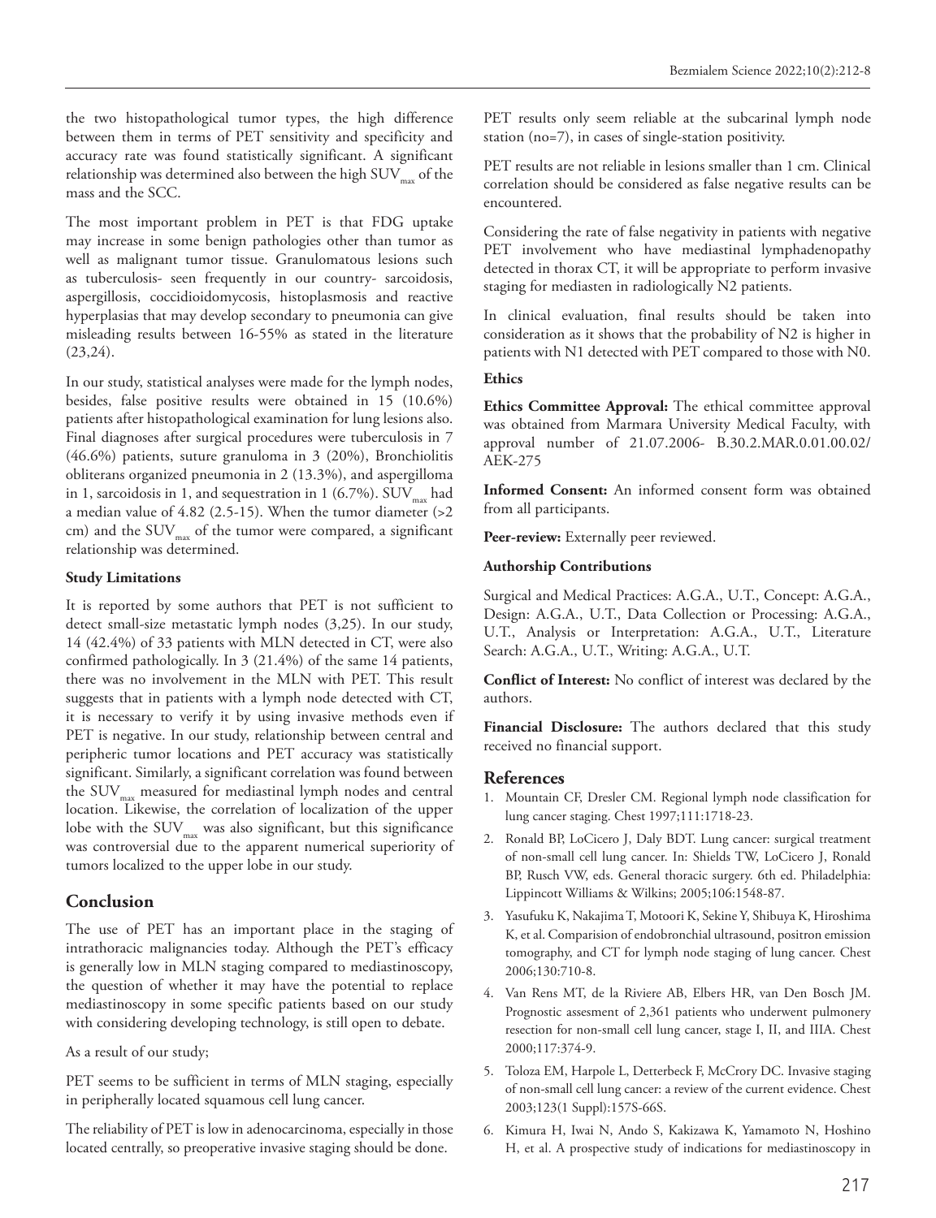the two histopathological tumor types, the high difference between them in terms of PET sensitivity and specificity and accuracy rate was found statistically significant. A significant relationship was determined also between the high $SUV_{max}$ of the mass and the SCC.

The most important problem in PET is that FDG uptake may increase in some benign pathologies other than tumor as well as malignant tumor tissue. Granulomatous lesions such as tuberculosis- seen frequently in our country- sarcoidosis, aspergillosis, coccidioidomycosis, histoplasmosis and reactive hyperplasias that may develop secondary to pneumonia can give misleading results between 16-55% as stated in the literature (23,24).

In our study, statistical analyses were made for the lymph nodes, besides, false positive results were obtained in 15 (10.6%) patients after histopathological examination for lung lesions also. Final diagnoses after surgical procedures were tuberculosis in 7 (46.6%) patients, suture granuloma in 3 (20%), Bronchiolitis obliterans organized pneumonia in 2 (13.3%), and aspergilloma in 1, sarcoidosis in 1, and sequestration in 1 (6.7%). $SUV_{max}$ had a median value of 4.82 (2.5-15). When the tumor diameter (>2 cm) and the $SUV_{max}$ of the tumor were compared, a significant relationship was determined.

#### Study Limitations

It is reported by some authors that PET is not sufficient to detect small-size metastatic lymph nodes (3,25). In our study, 14 (42.4%) of 33 patients with MLN detected in CT, were also confirmed pathologically. In 3 (21.4%) of the same 14 patients, there was no involvement in the MLN with PET. This result suggests that in patients with a lymph node detected with CT, it is necessary to verify it by using invasive methods even if PET is negative. In our study, relationship between central and peripheric tumor locations and PET accuracy was statistically significant. Similarly, a significant correlation was found between the $SUV_{max}$ measured for mediastinal lymph nodes and central location. Likewise, the correlation of localization of the upper lobe with the $SUV_{max}$ was also significant, but this significance was controversial due to the apparent numerical superiority of tumors localized to the upper lobe in our study.

## Conclusion

The use of PET has an important place in the staging of intrathoracic malignancies today. Although the PET's efficacy is generally low in MLN staging compared to mediastinoscopy, the question of whether it may have the potential to replace mediastinoscopy in some specific patients based on our study with considering developing technology, is still open to debate.

As a result of our study;

PET seems to be sufficient in terms of MLN staging, especially in peripherally located squamous cell lung cancer.

The reliability of PET is low in adenocarcinoma, especially in those located centrally, so preoperative invasive staging should be done.

PET results only seem reliable at the subcarinal lymph node station (no=7), in cases of single-station positivity.

PET results are not reliable in lesions smaller than 1 cm. Clinical correlation should be considered as false negative results can be encountered.

Considering the rate of false negativity in patients with negative PET involvement who have mediastinal lymphadenopathy detected in thorax CT, it will be appropriate to perform invasive staging for mediasten in radiologically N2 patients.

In clinical evaluation, final results should be taken into consideration as it shows that the probability of N2 is higher in patients with N1 detected with PET compared to those with N0.

#### Ethics

**Ethics Committee Approval:** The ethical committee approval was obtained from Marmara University Medical Faculty, with approval number of 21.07.2006- B.30.2.MAR.0.01.00.02/ AEK-275

**Informed Consent:** An informed consent form was obtained from all participants.

**Peer-review:** Externally peer reviewed.

#### Authorship Contributions

Surgical and Medical Practices: A.G.A., U.T., Concept: A.G.A., Design: A.G.A., U.T., Data Collection or Processing: A.G.A., U.T., Analysis or Interpretation: A.G.A., U.T., Literature Search: A.G.A., U.T., Writing: A.G.A., U.T.

**Conflict of Interest:** No conflict of interest was declared by the authors.

**Financial Disclosure:** The authors declared that this study received no financial support.

## References

1. Mountain CF, Dresler CM. Regional lymph node classification for lung cancer staging. Chest 1997;111:1718-23.
2. Ronald BP, LoCicero J, Daly BDT. Lung cancer: surgical treatment of non-small cell lung cancer. In: Shields TW, LoCicero J, Ronald BP, Rusch VW, eds. General thoracic surgery. 6th ed. Philadelphia: Lippincott Williams & Wilkins; 2005;106:1548-87.
3. Yasufuku K, Nakajima T, Motoori K, Sekine Y, Shibuya K, Hiroshima K, et al. Comparision of endobronchial ultrasound, positron emission tomography, and CT for lymph node staging of lung cancer. Chest 2006;130:710-8.
4. Van Rens MT, de la Riviere AB, Elbers HR, van Den Bosch JM. Prognostic assesment of 2,361 patients who underwent pulmonery resection for non-small cell lung cancer, stage I, II, and IIIA. Chest 2000;117:374-9.
5. Toloza EM, Harpole L, Detterbeck F, McCrory DC. Invasive staging of non-small cell lung cancer: a review of the current evidence. Chest 2003;123(1 Suppl):157S-66S.
6. Kimura H, Iwai N, Ando S, Kakizawa K, Yamamoto N, Hoshino H, et al. A prospective study of indications for mediastinoscopy in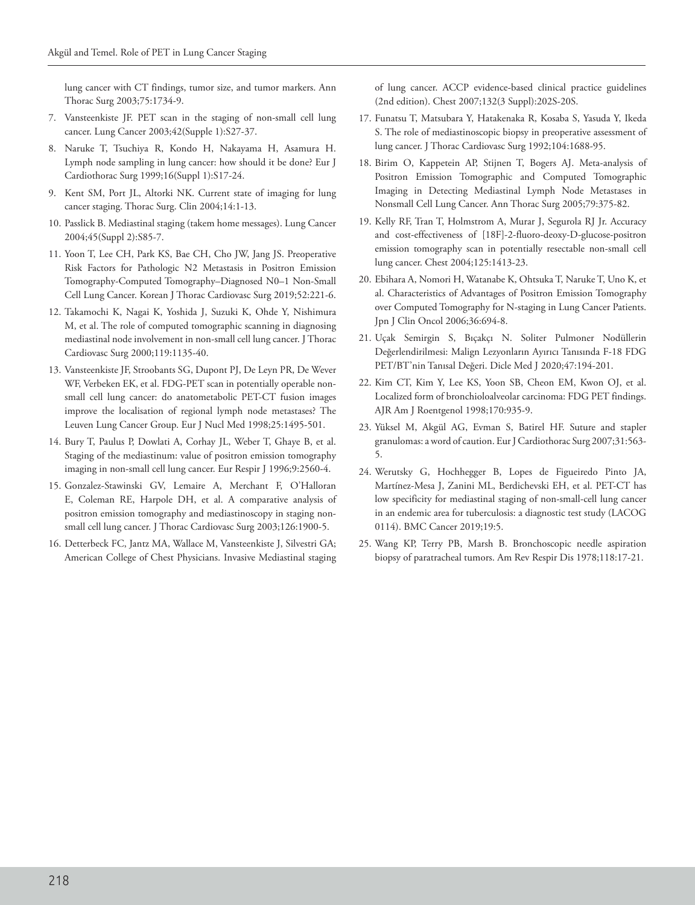lung cancer with CT findings, tumor size, and tumor markers. Ann Thorac Surg 2003;75:1734-9.

7. Vansteenkiste JF. PET scan in the staging of non-small cell lung cancer. Lung Cancer 2003;42(Supple 1):S27-37.
8. Naruke T, Tsuchiya R, Kondo H, Nakayama H, Asamura H. Lymph node sampling in lung cancer: how should it be done? Eur J Cardiothorac Surg 1999;16(Suppl 1):S17-24.
9. Kent SM, Port JL, Altorki NK. Current state of imaging for lung cancer staging. Thorac Surg. Clin 2004;14:1-13.
10. Passlick B. Mediastinal staging (takem home messages). Lung Cancer 2004;45(Suppl 2):S85-7.
11. Yoon T, Lee CH, Park KS, Bae CH, Cho JW, Jang JS. Preoperative Risk Factors for Pathologic N2 Metastasis in Positron Emission Tomography-Computed Tomography–Diagnosed N0–1 Non-Small Cell Lung Cancer. Korean J Thorac Cardiovasc Surg 2019;52:221-6.
12. Takamochi K, Nagai K, Yoshida J, Suzuki K, Ohde Y, Nishimura M, et al. The role of computed tomographic scanning in diagnosing mediastinal node involvement in non-small cell lung cancer. J Thorac Cardiovasc Surg 2000;119:1135-40.
13. Vansteenkiste JF, Stroobants SG, Dupont PJ, De Leyn PR, De Wever WF, Verbeken EK, et al. FDG-PET scan in potentially operable non-small cell lung cancer: do anatometabolic PET-CT fusion images improve the localisation of regional lymph node metastases? The Leuven Lung Cancer Group. Eur J Nucl Med 1998;25:1495-501.
14. Bury T, Paulus P, Dowlati A, Corhay JL, Weber T, Ghaye B, et al. Staging of the mediastinum: value of positron emission tomography imaging in non-small cell lung cancer. Eur Respir J 1996;9:2560-4.
15. Gonzalez-Stawinski GV, Lemaire A, Merchant F, O'Halloran E, Coleman RE, Harpole DH, et al. A comparative analysis of positron emission tomography and mediastinoscopy in staging non-small cell lung cancer. J Thorac Cardiovasc Surg 2003;126:1900-5.
16. Detterbeck FC, Jantz MA, Wallace M, Vansteenkiste J, Silvestri GA; American College of Chest Physicians. Invasive Mediastinal staging of lung cancer. ACCP evidence-based clinical practice guidelines (2nd edition). Chest 2007;132(3 Suppl):202S-20S.
17. Funatsu T, Matsubara Y, Hatakenaka R, Kosaba S, Yasuda Y, Ikeda S. The role of mediastinoscopic biopsy in preoperative assessment of lung cancer. J Thorac Cardiovasc Surg 1992;104:1688-95.
18. Birim O, Kappetein AP, Stijnen T, Bogers AJ. Meta-analysis of Positron Emission Tomographic and Computed Tomographic Imaging in Detecting Mediastinal Lymph Node Metastases in Nonsmall Cell Lung Cancer. Ann Thorac Surg 2005;79:375-82.
19. Kelly RF, Tran T, Holmstrom A, Murar J, Segurola RJ Jr. Accuracy and cost-effectiveness of [18F]-2-fluoro-deoxy-D-glucose-positron emission tomography scan in potentially resectable non-small cell lung cancer. Chest 2004;125:1413-23.
20. Ebihara A, Nomori H, Watanabe K, Ohtsuka T, Naruke T, Uno K, et al. Characteristics of Advantages of Positron Emission Tomography over Computed Tomography for N-staging in Lung Cancer Patients. Jpn J Clin Oncol 2006;36:694-8.
21. Uçak Semirgin S, Bıçakçı N. Soliter Pulmoner Nodüllerin Değerlendirilmesi: Malign Lezyonların Ayırıcı Tanısında F-18 FDG PET/BT'nin Tanısal Değeri. Dicle Med J 2020;47:194-201.
22. Kim CT, Kim Y, Lee KS, Yoon SB, Cheon EM, Kwon OJ, et al. Localized form of bronchioloalveolar carcinoma: FDG PET findings. AJR Am J Roentgenol 1998;170:935-9.
23. Yüksel M, Akgül AG, Evman S, Batirel HF. Suture and stapler granulomas: a word of caution. Eur J Cardiothorac Surg 2007;31:563-5.
24. Werutsky G, Hochhegger B, Lopes de Figueiredo Pinto JA, Martínez-Mesa J, Zanini ML, Berdichevski EH, et al. PET-CT has low specificity for mediastinal staging of non-small-cell lung cancer in an endemic area for tuberculosis: a diagnostic test study (LACOG 0114). BMC Cancer 2019;19:5.
25. Wang KP, Terry PB, Marsh B. Bronchoscopic needle aspiration biopsy of paratracheal tumors. Am Rev Respir Dis 1978;118:17-21.